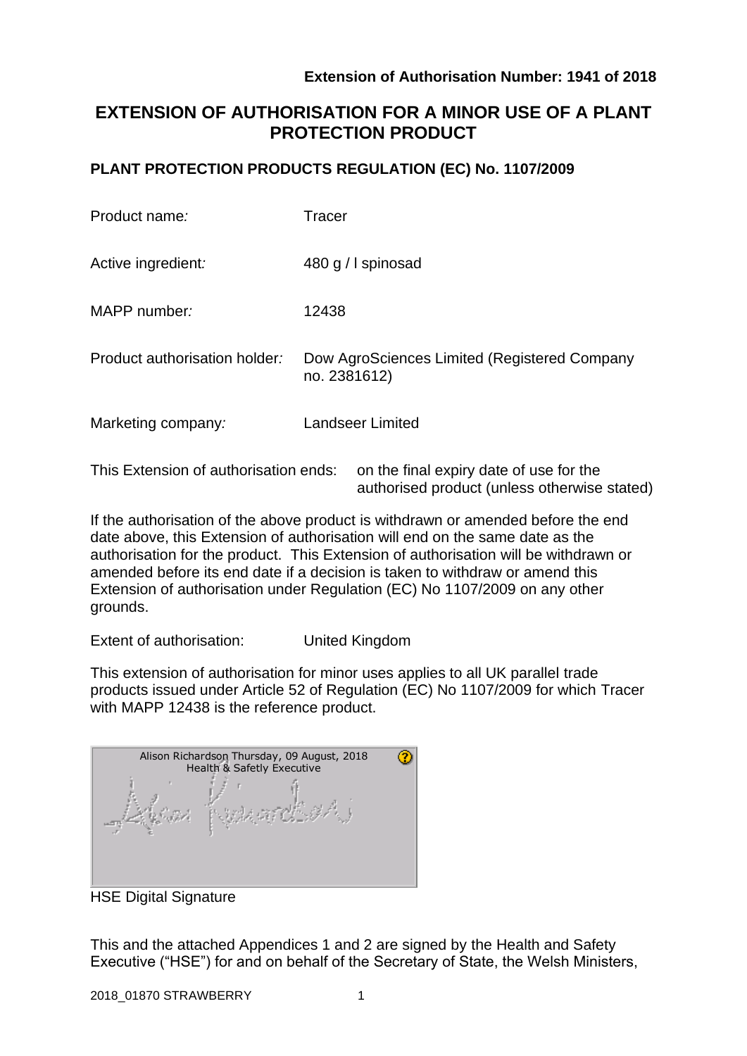**Extension of Authorisation Number: 1941 of 2018**

# EXTENSION OF AUTHORISATION FOR A MINOR USE OF A PLANT PROTECTION PRODUCT

## PLANT PROTECTION PRODUCTS REGULATION (EC) No. 1107/2009

| | |
|---|---|
| Product name*:* | Tracer |
| Active ingredient*:* | 480 g / l spinosad |
| MAPP number*:* | 12438 |
| Product authorisation holder*:* | Dow AgroSciences Limited (Registered Company no. 2381612) |
| Marketing company*:* | Landseer Limited |

This Extension of authorisation ends: on the final expiry date of use for the authorised product (unless otherwise stated)

If the authorisation of the above product is withdrawn or amended before the end date above, this Extension of authorisation will end on the same date as the authorisation for the product. This Extension of authorisation will be withdrawn or amended before its end date if a decision is taken to withdraw or amend this Extension of authorisation under Regulation (EC) No 1107/2009 on any other grounds.

Extent of authorisation: United Kingdom

This extension of authorisation for minor uses applies to all UK parallel trade products issued under Article 52 of Regulation (EC) No 1107/2009 for which Tracer with MAPP 12438 is the reference product.

Alison Richardson Thursday, 09 August, 2018
Health & Safetly Executive

HSE Digital Signature

This and the attached Appendices 1 and 2 are signed by the Health and Safety Executive ("HSE") for and on behalf of the Secretary of State, the Welsh Ministers,

2018_01870 STRAWBERRY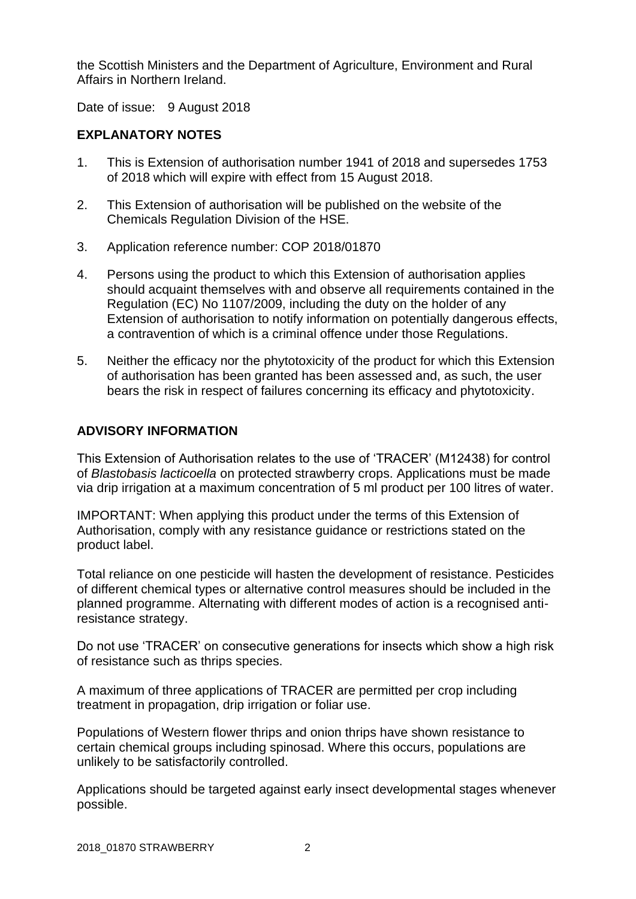the Scottish Ministers and the Department of Agriculture, Environment and Rural Affairs in Northern Ireland.

Date of issue: 9 August 2018

**EXPLANATORY NOTES**

1. This is Extension of authorisation number 1941 of 2018 and supersedes 1753 of 2018 which will expire with effect from 15 August 2018.

2. This Extension of authorisation will be published on the website of the Chemicals Regulation Division of the HSE.

3. Application reference number: COP 2018/01870

4. Persons using the product to which this Extension of authorisation applies should acquaint themselves with and observe all requirements contained in the Regulation (EC) No 1107/2009, including the duty on the holder of any Extension of authorisation to notify information on potentially dangerous effects, a contravention of which is a criminal offence under those Regulations.

5. Neither the efficacy nor the phytotoxicity of the product for which this Extension of authorisation has been granted has been assessed and, as such, the user bears the risk in respect of failures concerning its efficacy and phytotoxicity.

**ADVISORY INFORMATION**

This Extension of Authorisation relates to the use of 'TRACER' (M12438) for control of *Blastobasis lacticoella* on protected strawberry crops. Applications must be made via drip irrigation at a maximum concentration of 5 ml product per 100 litres of water.

IMPORTANT: When applying this product under the terms of this Extension of Authorisation, comply with any resistance guidance or restrictions stated on the product label.

Total reliance on one pesticide will hasten the development of resistance. Pesticides of different chemical types or alternative control measures should be included in the planned programme. Alternating with different modes of action is a recognised anti-resistance strategy.

Do not use 'TRACER' on consecutive generations for insects which show a high risk of resistance such as thrips species.

A maximum of three applications of TRACER are permitted per crop including treatment in propagation, drip irrigation or foliar use.

Populations of Western flower thrips and onion thrips have shown resistance to certain chemical groups including spinosad. Where this occurs, populations are unlikely to be satisfactorily controlled.

Applications should be targeted against early insect developmental stages whenever possible.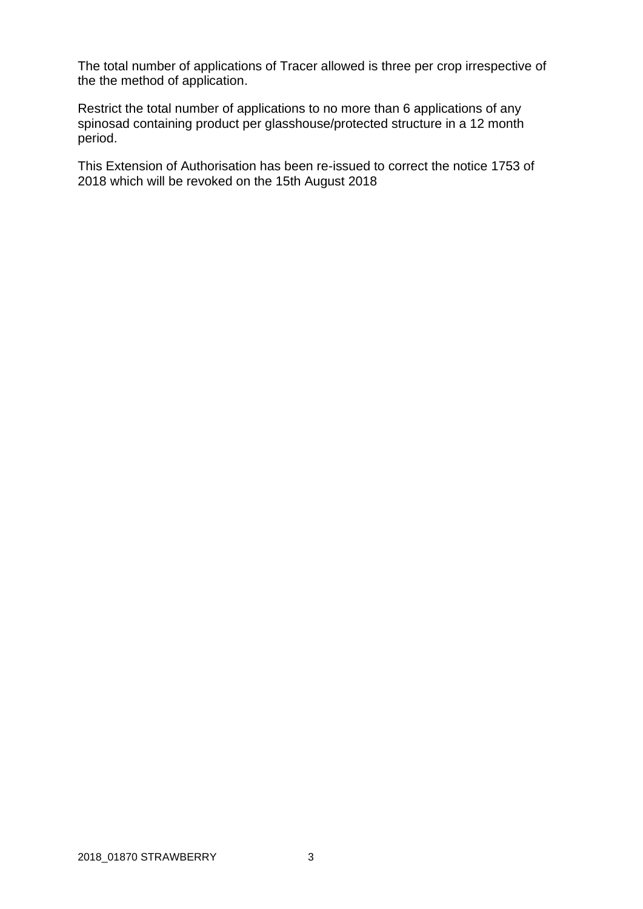The total number of applications of Tracer allowed is three per crop irrespective of the the method of application.

Restrict the total number of applications to no more than 6 applications of any spinosad containing product per glasshouse/protected structure in a 12 month period.

This Extension of Authorisation has been re-issued to correct the notice 1753 of 2018 which will be revoked on the 15th August 2018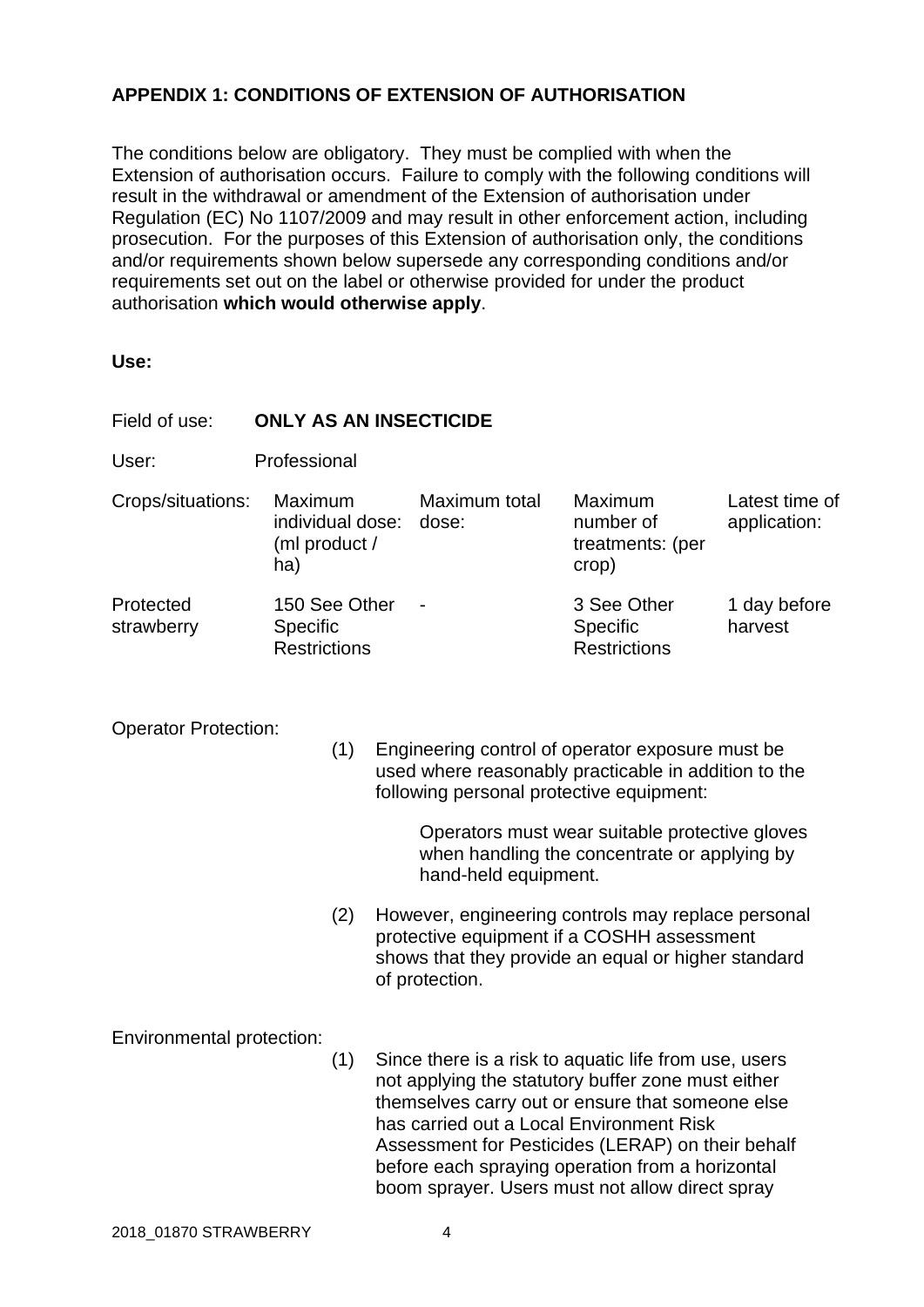**APPENDIX 1: CONDITIONS OF EXTENSION OF AUTHORISATION**

The conditions below are obligatory. They must be complied with when the Extension of authorisation occurs. Failure to comply with the following conditions will result in the withdrawal or amendment of the Extension of authorisation under Regulation (EC) No 1107/2009 and may result in other enforcement action, including prosecution. For the purposes of this Extension of authorisation only, the conditions and/or requirements shown below supersede any corresponding conditions and/or requirements set out on the label or otherwise provided for under the product authorisation **which would otherwise apply**.

**Use:**

Field of use: **ONLY AS AN INSECTICIDE**

User: Professional

| Crops/situations: | Maximum individual dose: (ml product / ha) | Maximum total dose: | Maximum number of treatments: (per crop) | Latest time of application: |
|---|---|---|---|---|
| Protected strawberry | 150 See Other Specific Restrictions | - | 3 See Other Specific Restrictions | 1 day before harvest |

Operator Protection:

(1) Engineering control of operator exposure must be used where reasonably practicable in addition to the following personal protective equipment:

Operators must wear suitable protective gloves when handling the concentrate or applying by hand-held equipment.

(2) However, engineering controls may replace personal protective equipment if a COSHH assessment shows that they provide an equal or higher standard of protection.

Environmental protection:

(1) Since there is a risk to aquatic life from use, users not applying the statutory buffer zone must either themselves carry out or ensure that someone else has carried out a Local Environment Risk Assessment for Pesticides (LERAP) on their behalf before each spraying operation from a horizontal boom sprayer. Users must not allow direct spray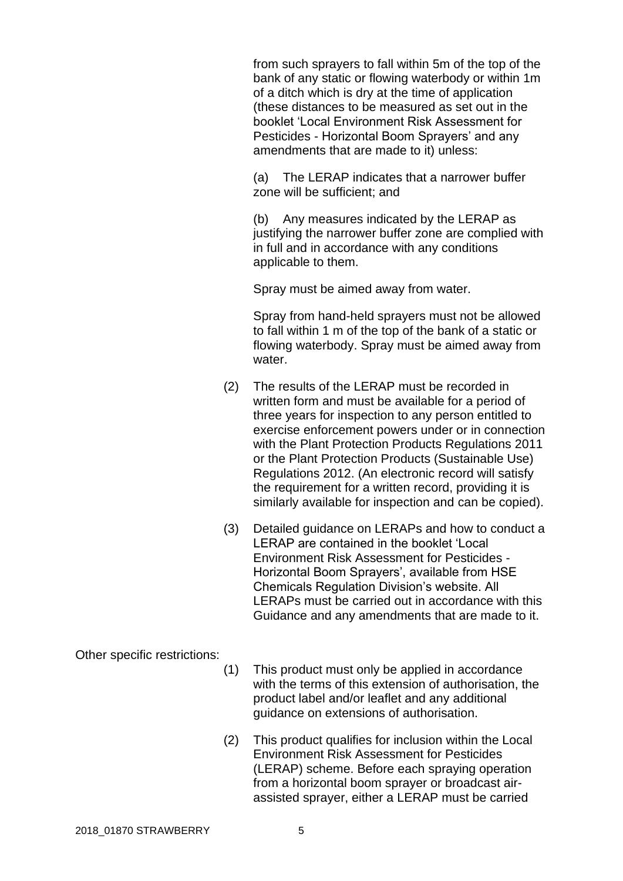from such sprayers to fall within 5m of the top of the bank of any static or flowing waterbody or within 1m of a ditch which is dry at the time of application (these distances to be measured as set out in the booklet 'Local Environment Risk Assessment for Pesticides - Horizontal Boom Sprayers' and any amendments that are made to it) unless:

(a) The LERAP indicates that a narrower buffer zone will be sufficient; and

(b) Any measures indicated by the LERAP as justifying the narrower buffer zone are complied with in full and in accordance with any conditions applicable to them.

Spray must be aimed away from water.

Spray from hand-held sprayers must not be allowed to fall within 1 m of the top of the bank of a static or flowing waterbody. Spray must be aimed away from water.

(2) The results of the LERAP must be recorded in written form and must be available for a period of three years for inspection to any person entitled to exercise enforcement powers under or in connection with the Plant Protection Products Regulations 2011 or the Plant Protection Products (Sustainable Use) Regulations 2012. (An electronic record will satisfy the requirement for a written record, providing it is similarly available for inspection and can be copied).

(3) Detailed guidance on LERAPs and how to conduct a LERAP are contained in the booklet 'Local Environment Risk Assessment for Pesticides - Horizontal Boom Sprayers', available from HSE Chemicals Regulation Division's website. All LERAPs must be carried out in accordance with this Guidance and any amendments that are made to it.

Other specific restrictions:

(1) This product must only be applied in accordance with the terms of this extension of authorisation, the product label and/or leaflet and any additional guidance on extensions of authorisation.

(2) This product qualifies for inclusion within the Local Environment Risk Assessment for Pesticides (LERAP) scheme. Before each spraying operation from a horizontal boom sprayer or broadcast air-assisted sprayer, either a LERAP must be carried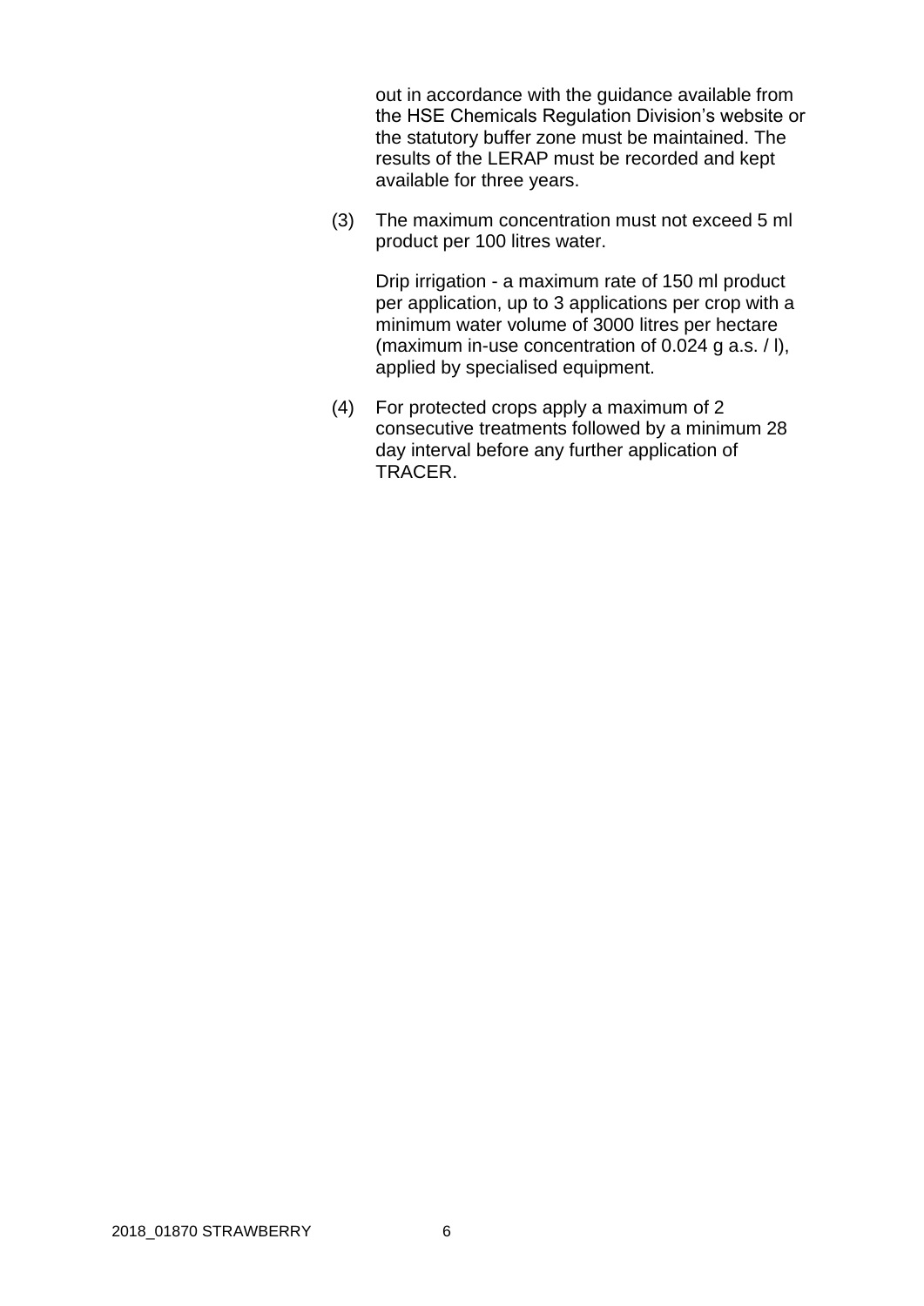out in accordance with the guidance available from the HSE Chemicals Regulation Division's website or the statutory buffer zone must be maintained. The results of the LERAP must be recorded and kept available for three years.

(3) The maximum concentration must not exceed 5 ml product per 100 litres water.

Drip irrigation - a maximum rate of 150 ml product per application, up to 3 applications per crop with a minimum water volume of 3000 litres per hectare (maximum in-use concentration of 0.024 g a.s. / l), applied by specialised equipment.

(4) For protected crops apply a maximum of 2 consecutive treatments followed by a minimum 28 day interval before any further application of TRACER.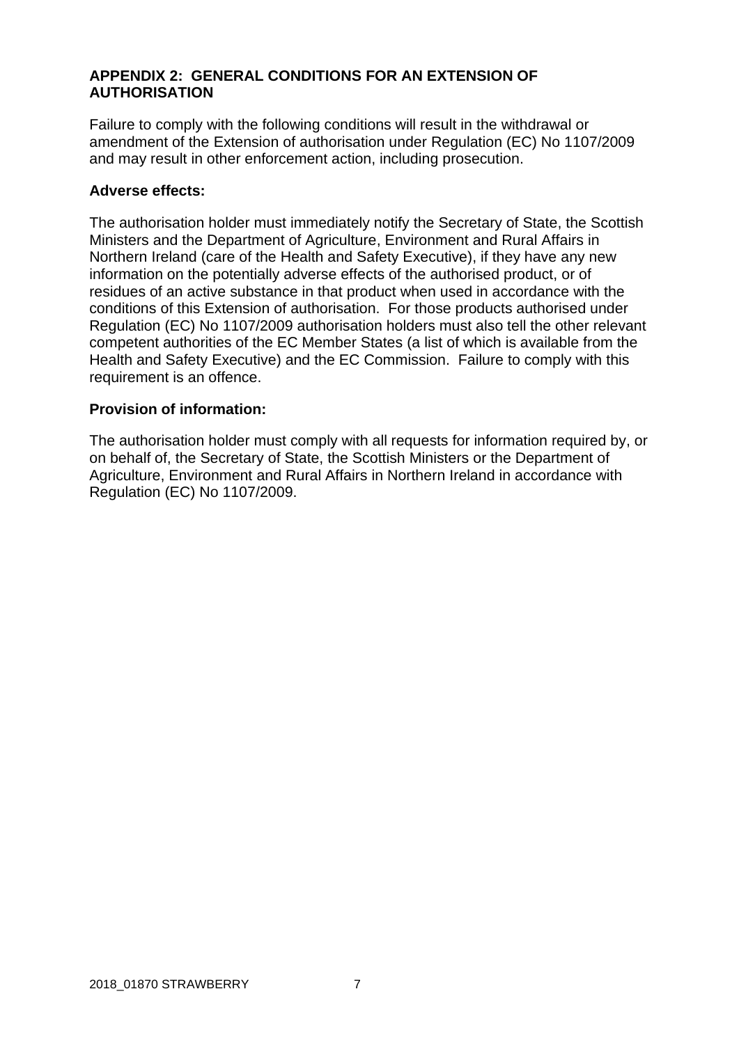## APPENDIX 2: GENERAL CONDITIONS FOR AN EXTENSION OF AUTHORISATION

Failure to comply with the following conditions will result in the withdrawal or amendment of the Extension of authorisation under Regulation (EC) No 1107/2009 and may result in other enforcement action, including prosecution.

**Adverse effects:**

The authorisation holder must immediately notify the Secretary of State, the Scottish Ministers and the Department of Agriculture, Environment and Rural Affairs in Northern Ireland (care of the Health and Safety Executive), if they have any new information on the potentially adverse effects of the authorised product, or of residues of an active substance in that product when used in accordance with the conditions of this Extension of authorisation. For those products authorised under Regulation (EC) No 1107/2009 authorisation holders must also tell the other relevant competent authorities of the EC Member States (a list of which is available from the Health and Safety Executive) and the EC Commission. Failure to comply with this requirement is an offence.

**Provision of information:**

The authorisation holder must comply with all requests for information required by, or on behalf of, the Secretary of State, the Scottish Ministers or the Department of Agriculture, Environment and Rural Affairs in Northern Ireland in accordance with Regulation (EC) No 1107/2009.